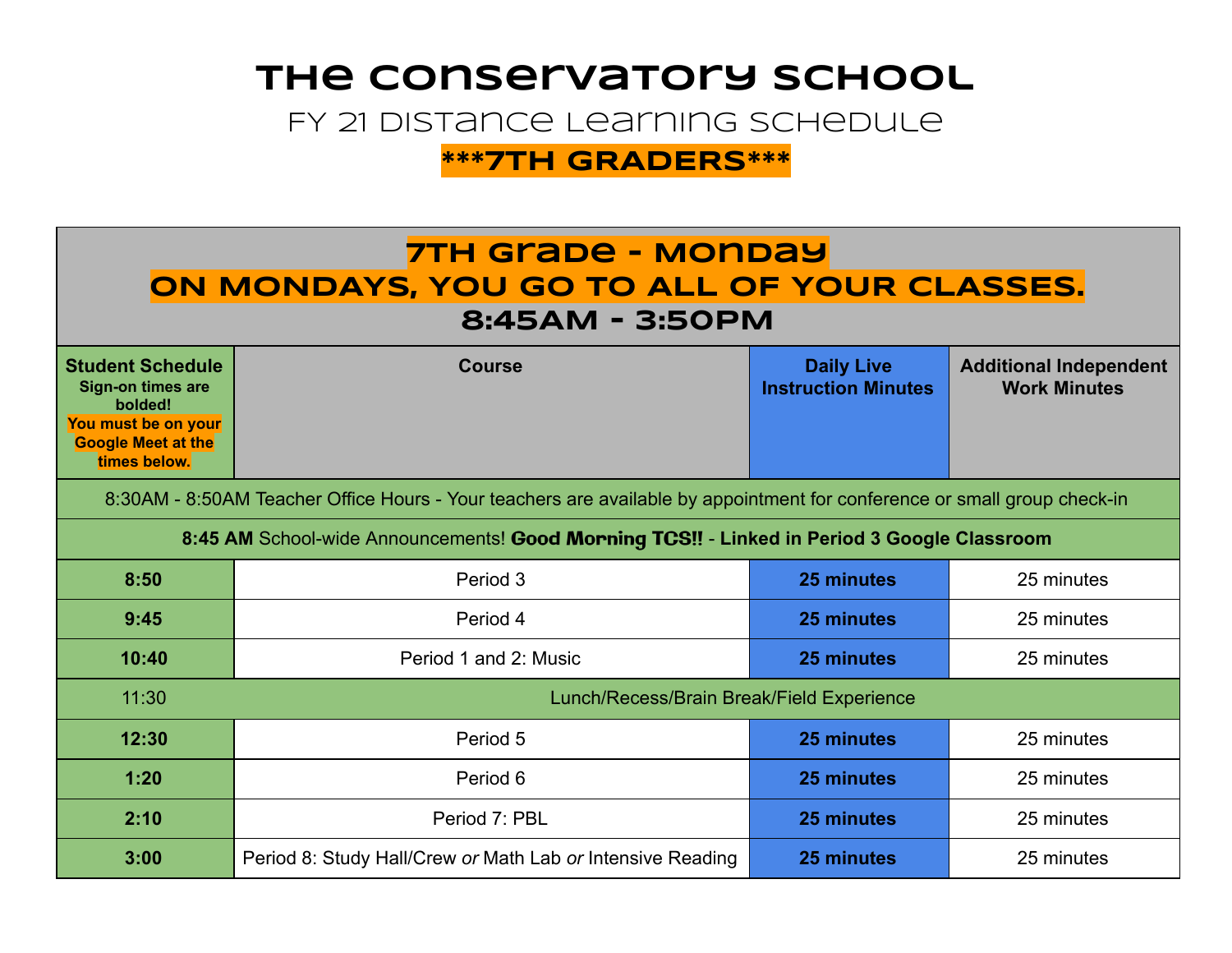# The Conservatory School

## FY 21 Distance Learning Schedule

**\*\*\*7TH GRADERS\*\*\***

| 7th Grade - Monday<br>ON MONDAYS, YOU GO TO ALL OF YOUR CLASSES.<br>8:45AM - 3:50PM | | | |
|---|---|---|---|
| **Student Schedule**<br>**Sign-on times are bolded!**<br>**You must be on your Google Meet at the times below.** | **Course** | **Daily Live Instruction Minutes** | **Additional Independent Work Minutes** |
| 8:30AM - 8:50AM Teacher Office Hours - Your teachers are available by appointment for conference or small group check-in | | | |
| **8:45 AM** School-wide Announcements! **Good Morning TCS!! - Linked in Period 3 Google Classroom** | | | |
| **8:50** | Period 3 | **25 minutes** | 25 minutes |
| **9:45** | Period 4 | **25 minutes** | 25 minutes |
| **10:40** | Period 1 and 2: Music | **25 minutes** | 25 minutes |
| 11:30 | Lunch/Recess/Brain Break/Field Experience | | |
| **12:30** | Period 5 | **25 minutes** | 25 minutes |
| **1:20** | Period 6 | **25 minutes** | 25 minutes |
| **2:10** | Period 7: PBL | **25 minutes** | 25 minutes |
| **3:00** | Period 8: Study Hall/Crew *or* Math Lab *or* Intensive Reading | **25 minutes** | 25 minutes |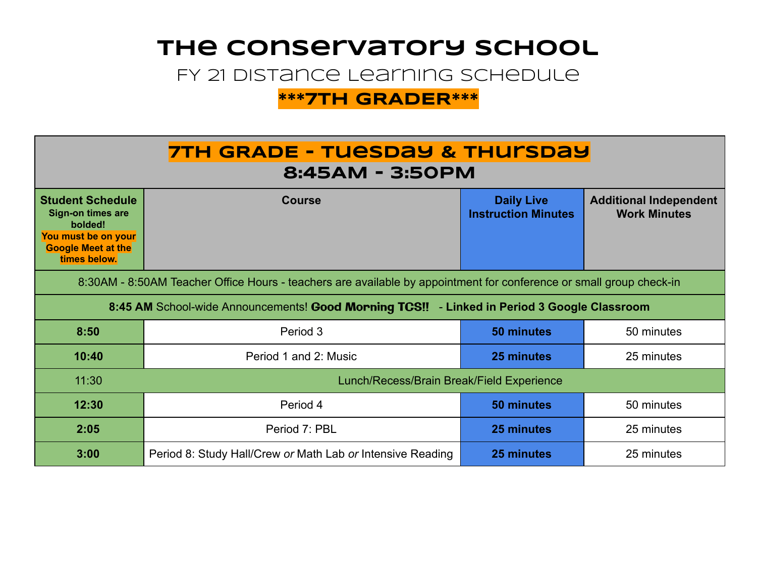# The Conservatory School

## FY 21 Distance Learning Schedule

**\*\*\*7TH GRADER\*\*\***

| **7TH GRADE - TUESDAY & THURSDAY 8:45AM - 3:50PM** | | | |
|---|---|---|---|
| **Student Schedule** **Sign-on times are bolded!** **You must be on your Google Meet at the times below.** | **Course** | **Daily Live Instruction Minutes** | **Additional Independent Work Minutes** |
| 8:30AM - 8:50AM Teacher Office Hours - teachers are available by appointment for conference or small group check-in | | | |
| **8:45 AM** School-wide Announcements! **Good Morning TCS!!** **- Linked in Period 3 Google Classroom** | | | |
| **8:50** | Period 3 | **50 minutes** | 50 minutes |
| **10:40** | Period 1 and 2: Music | **25 minutes** | 25 minutes |
| 11:30 | Lunch/Recess/Brain Break/Field Experience | | |
| **12:30** | Period 4 | **50 minutes** | 50 minutes |
| **2:05** | Period 7: PBL | **25 minutes** | 25 minutes |
| **3:00** | Period 8: Study Hall/Crew *or* Math Lab *or* Intensive Reading | **25 minutes** | 25 minutes |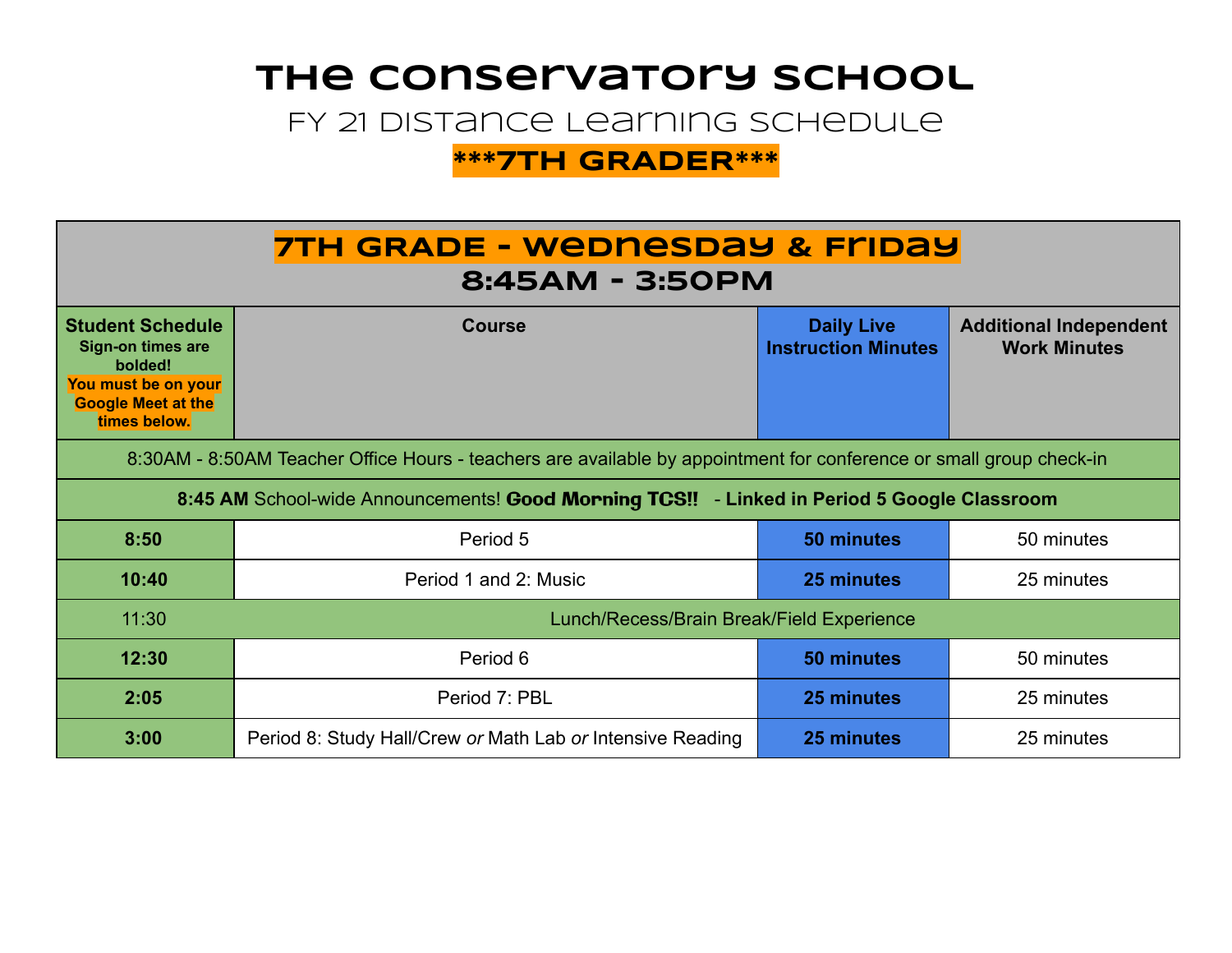# The Conservatory School

## FY 21 Distance Learning Schedule

**\*\*\*7TH GRADER\*\*\***

| 7TH GRADE - Wednesday & Friday 8:45AM - 3:50PM | | | |
|---|---|---|---|
| **Student Schedule** **Sign-on times are bolded!** **You must be on your Google Meet at the times below.** | **Course** | **Daily Live Instruction Minutes** | **Additional Independent Work Minutes** |
| 8:30AM - 8:50AM Teacher Office Hours - teachers are available by appointment for conference or small group check-in | | | |
| **8:45 AM** School-wide Announcements! **Good Morning TCS!!** **- Linked in Period 5 Google Classroom** | | | |
| **8:50** | Period 5 | **50 minutes** | 50 minutes |
| **10:40** | Period 1 and 2: Music | **25 minutes** | 25 minutes |
| 11:30 | Lunch/Recess/Brain Break/Field Experience | | |
| **12:30** | Period 6 | **50 minutes** | 50 minutes |
| **2:05** | Period 7: PBL | **25 minutes** | 25 minutes |
| **3:00** | Period 8: Study Hall/Crew *or* Math Lab *or* Intensive Reading | **25 minutes** | 25 minutes |